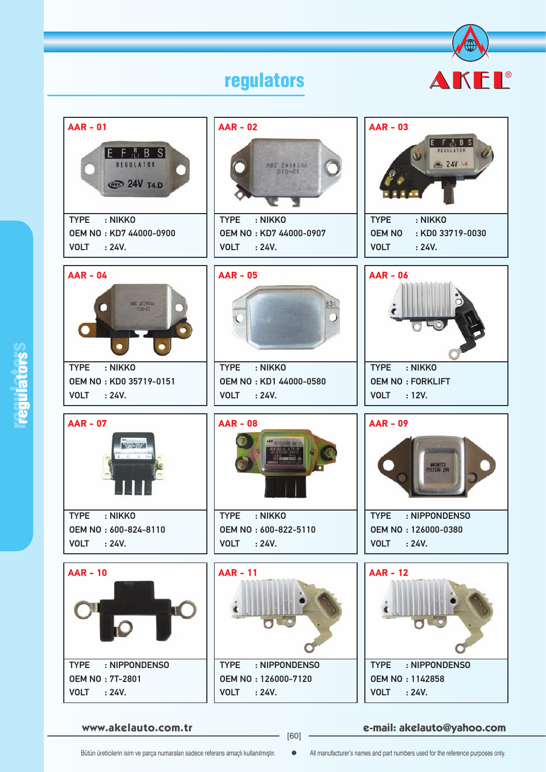# regulators

AKEL®

| Code | TYPE | OEM NO | VOLT |
|---|---|---|---|
| AAR - 01 | NIKKO | KD7 44000-0900 | 24V. |
| AAR - 02 | NIKKO | KD7 44000-0907 | 24V. |
| AAR - 03 | NIKKO | KD0 33719-0030 | 24V. |
| AAR - 04 | NIKKO | KD0 35719-0151 | 24V. |
| AAR - 05 | NIKKO | KD1 44000-0580 | 24V. |
| AAR - 06 | NIKKO | FORKLIFT | 12V. |
| AAR - 07 | NIKKO | 600-824-8110 | 24V. |
| AAR - 08 | NIKKO | 600-822-5110 | 24V. |
| AAR - 09 | NIPPONDENSO | 126000-0380 | 24V. |
| AAR - 10 | NIPPONDENSO | 7T-2801 | 24V. |
| AAR - 11 | NIPPONDENSO | 126000-7120 | 24V. |
| AAR - 12 | NIPPONDENSO | 1142858 | 24V. |

www.akelauto.com.tr

e-mail: akelauto@yahoo.com

Bütün üreticilerin isim ve parça numaraları sadece referans amaçlı kullanılmıştır. ● All manufacturer's names and part numbers used for the reference purposes only.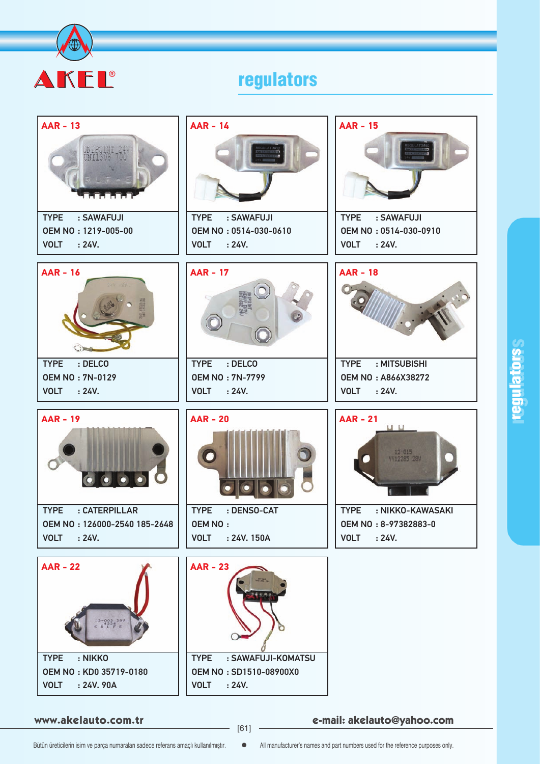# regulators

## AAR - 13

TYPE : SAWAFUJI
OEM NO : 1219-005-00
VOLT : 24V.

## AAR - 14

TYPE : SAWAFUJI
OEM NO : 0514-030-0610
VOLT : 24V.

## AAR - 15

TYPE : SAWAFUJI
OEM NO : 0514-030-0910
VOLT : 24V.

## AAR - 16

TYPE : DELCO
OEM NO : 7N-0129
VOLT : 24V.

## AAR - 17

TYPE : DELCO
OEM NO : 7N-7799
VOLT : 24V.

## AAR - 18

TYPE : MITSUBISHI
OEM NO : A866X38272
VOLT : 24V.

## AAR - 19

TYPE : CATERPILLAR
OEM NO : 126000-2540 185-2648
VOLT : 24V.

## AAR - 20

TYPE : DENSO-CAT
OEM NO :
VOLT : 24V. 150A

## AAR - 21

TYPE : NIKKO-KAWASAKI
OEM NO : 8-97382883-0
VOLT : 24V.

## AAR - 22

TYPE : NIKKO
OEM NO : KD0 35719-0180
VOLT : 24V. 90A

## AAR - 23

TYPE : SAWAFUJI-KOMATSU
OEM NO : SD1510-08900X0
VOLT : 24V.

www.akelauto.com.tr e-mail: akelauto@yahoo.com

Bütün üreticilerin isim ve parça numaraları sadece referans amaçlı kullanılmıştır. • All manufacturer's names and part numbers used for the reference purposes only.